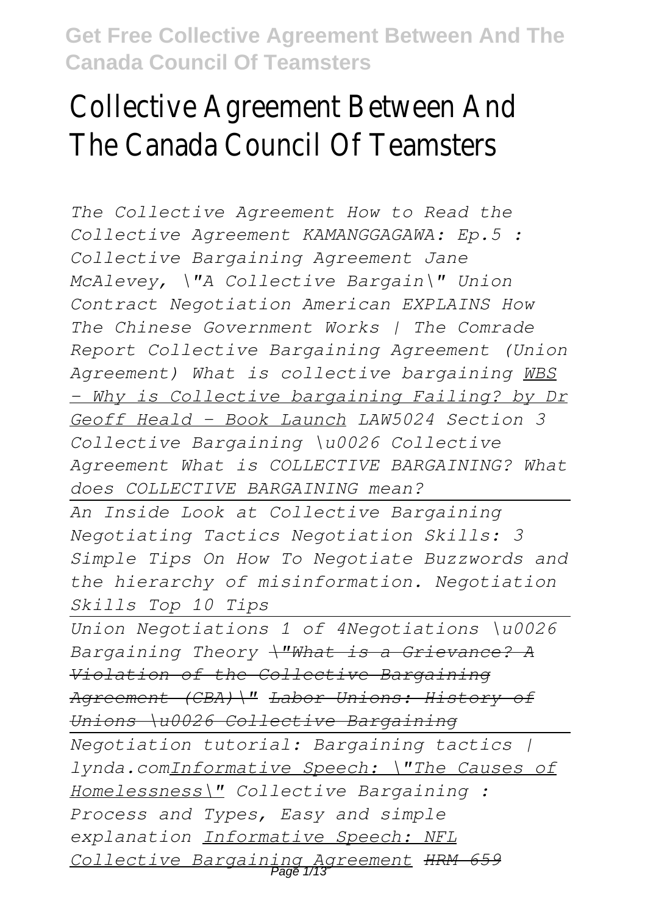# Collective Agreement Between And The Canada Council Of Teamsters

*The Collective Agreement How to Read the Collective Agreement KAMANGGAGAWA: Ep.5 : Collective Bargaining Agreement Jane McAlevey, \"A Collective Bargain\" Union Contract Negotiation American EXPLAINS How The Chinese Government Works | The Comrade Report Collective Bargaining Agreement (Union Agreement) What is collective bargaining* *WBS - Why is Collective bargaining Failing? by Dr Geoff Heald - Book Launch* *LAW5024 Section 3 Collective Bargaining \u0026 Collective Agreement What is COLLECTIVE BARGAINING? What does COLLECTIVE BARGAINING mean?*

*An Inside Look at Collective Bargaining Negotiating Tactics Negotiation Skills: 3 Simple Tips On How To Negotiate Buzzwords and the hierarchy of misinformation. Negotiation Skills Top 10 Tips*

*Union Negotiations 1 of 4Negotiations \u0026 Bargaining Theory* ~~*\"What is a Grievance? A Violation of the Collective Bargaining Agreement (CBA)\"*~~ ~~*Labor Unions: History of Unions \u0026 Collective Bargaining*~~

*Negotiation tutorial: Bargaining tactics | lynda.com* *Informative Speech: \"The Causes of Homelessness\"* *Collective Bargaining : Process and Types, Easy and simple explanation* *Informative Speech: NFL Collective Bargaining Agreement* ~~*HRM 659*~~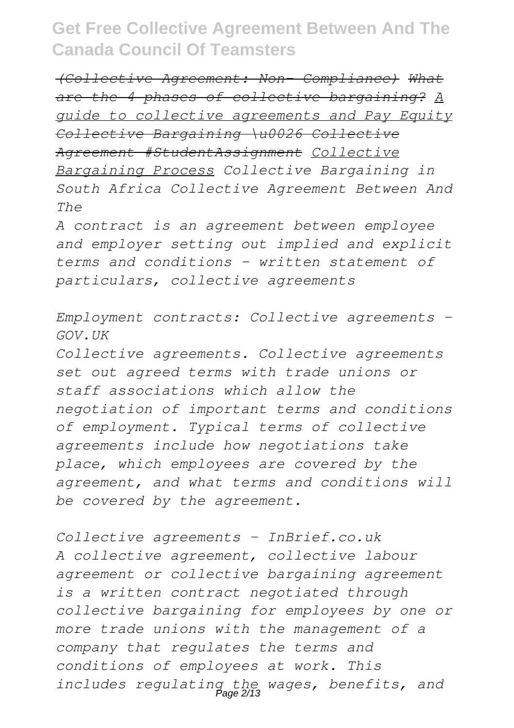~~*(Collective Agreement: Non- Compliance)*~~ ~~*What are the 4 phases of collective bargaining?*~~ *A guide to collective agreements and Pay Equity* ~~*Collective Bargaining \u0026 Collective Agreement #StudentAssignment*~~ *Collective Bargaining Process* *Collective Bargaining in South Africa Collective Agreement Between And The*

*A contract is an agreement between employee and employer setting out implied and explicit terms and conditions - written statement of particulars, collective agreements*

*Employment contracts: Collective agreements - GOV.UK*

*Collective agreements. Collective agreements set out agreed terms with trade unions or staff associations which allow the negotiation of important terms and conditions of employment. Typical terms of collective agreements include how negotiations take place, which employees are covered by the agreement, and what terms and conditions will be covered by the agreement.*

*Collective agreements - InBrief.co.uk*

*A collective agreement, collective labour agreement or collective bargaining agreement is a written contract negotiated through collective bargaining for employees by one or more trade unions with the management of a company that regulates the terms and conditions of employees at work. This includes regulating the wages, benefits, and*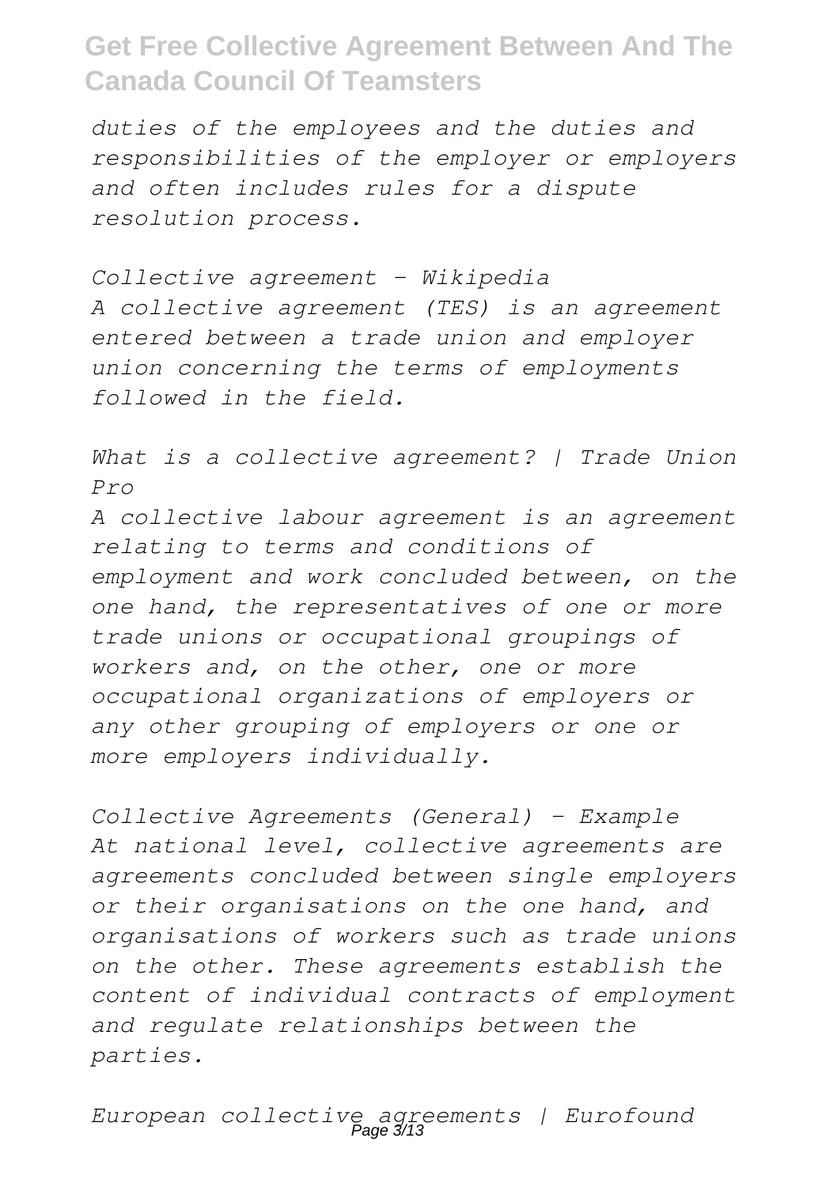*duties of the employees and the duties and responsibilities of the employer or employers and often includes rules for a dispute resolution process.*

*Collective agreement - Wikipedia*
*A collective agreement (TES) is an agreement entered between a trade union and employer union concerning the terms of employments followed in the field.*

*What is a collective agreement? | Trade Union Pro*
*A collective labour agreement is an agreement relating to terms and conditions of employment and work concluded between, on the one hand, the representatives of one or more trade unions or occupational groupings of workers and, on the other, one or more occupational organizations of employers or any other grouping of employers or one or more employers individually.*

*Collective Agreements (General) - Example*
*At national level, collective agreements are agreements concluded between single employers or their organisations on the one hand, and organisations of workers such as trade unions on the other. These agreements establish the content of individual contracts of employment and regulate relationships between the parties.*

*European collective agreements | Eurofound*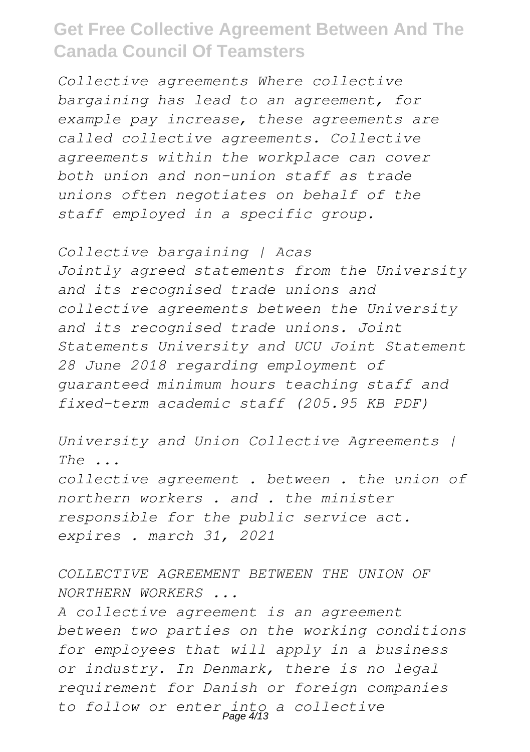*Collective agreements Where collective bargaining has lead to an agreement, for example pay increase, these agreements are called collective agreements. Collective agreements within the workplace can cover both union and non-union staff as trade unions often negotiates on behalf of the staff employed in a specific group.*

*Collective bargaining | Acas*

*Jointly agreed statements from the University and its recognised trade unions and collective agreements between the University and its recognised trade unions. Joint Statements University and UCU Joint Statement 28 June 2018 regarding employment of guaranteed minimum hours teaching staff and fixed-term academic staff (205.95 KB PDF)*

*University and Union Collective Agreements | The ...*

*collective agreement . between . the union of northern workers . and . the minister responsible for the public service act. expires . march 31, 2021*

*COLLECTIVE AGREEMENT BETWEEN THE UNION OF NORTHERN WORKERS ...*

*A collective agreement is an agreement between two parties on the working conditions for employees that will apply in a business or industry. In Denmark, there is no legal requirement for Danish or foreign companies to follow or enter into a collective*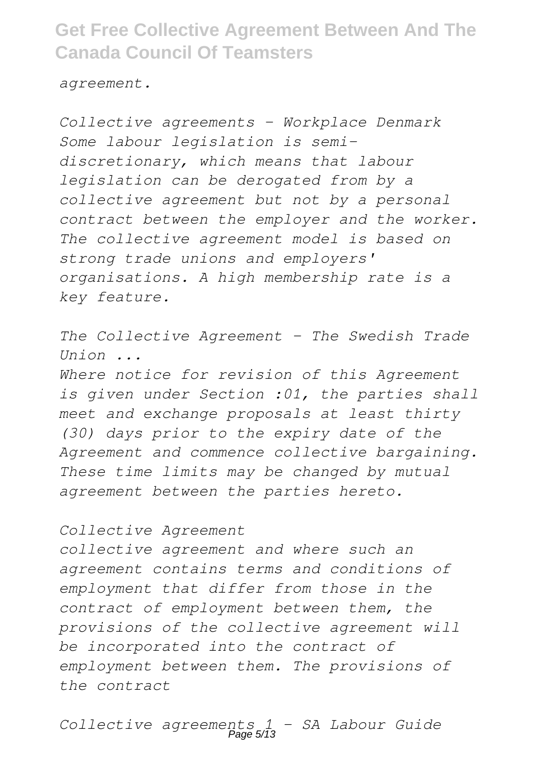*agreement.*

*Collective agreements - Workplace Denmark Some labour legislation is semi-discretionary, which means that labour legislation can be derogated from by a collective agreement but not by a personal contract between the employer and the worker. The collective agreement model is based on strong trade unions and employers' organisations. A high membership rate is a key feature.*

*The Collective Agreement - The Swedish Trade Union ...*

*Where notice for revision of this Agreement is given under Section :01, the parties shall meet and exchange proposals at least thirty (30) days prior to the expiry date of the Agreement and commence collective bargaining. These time limits may be changed by mutual agreement between the parties hereto.*

*Collective Agreement*

*collective agreement and where such an agreement contains terms and conditions of employment that differ from those in the contract of employment between them, the provisions of the collective agreement will be incorporated into the contract of employment between them. The provisions of the contract*

*Collective agreements 1 - SA Labour Guide*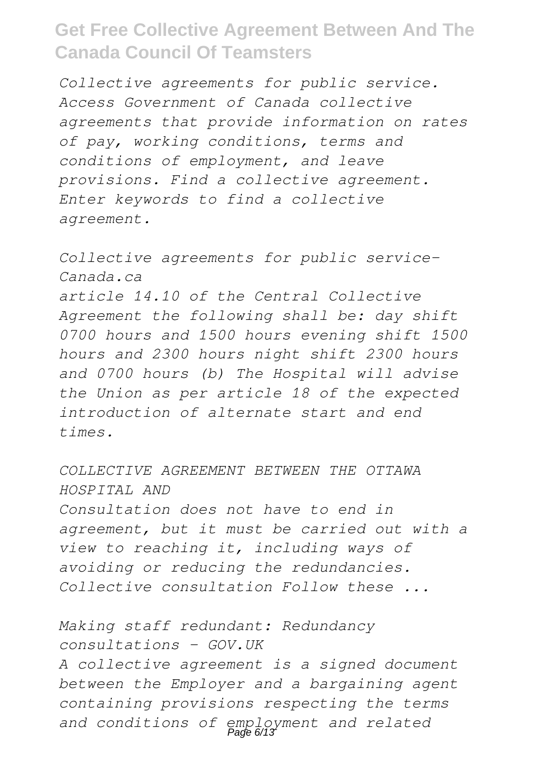*Collective agreements for public service. Access Government of Canada collective agreements that provide information on rates of pay, working conditions, terms and conditions of employment, and leave provisions. Find a collective agreement. Enter keywords to find a collective agreement.*

*Collective agreements for public service- Canada.ca*

*article 14.10 of the Central Collective Agreement the following shall be: day shift 0700 hours and 1500 hours evening shift 1500 hours and 2300 hours night shift 2300 hours and 0700 hours (b) The Hospital will advise the Union as per article 18 of the expected introduction of alternate start and end times.*

*COLLECTIVE AGREEMENT BETWEEN THE OTTAWA HOSPITAL AND*

*Consultation does not have to end in agreement, but it must be carried out with a view to reaching it, including ways of avoiding or reducing the redundancies. Collective consultation Follow these ...*

*Making staff redundant: Redundancy consultations - GOV.UK*

*A collective agreement is a signed document between the Employer and a bargaining agent containing provisions respecting the terms and conditions of employment and related*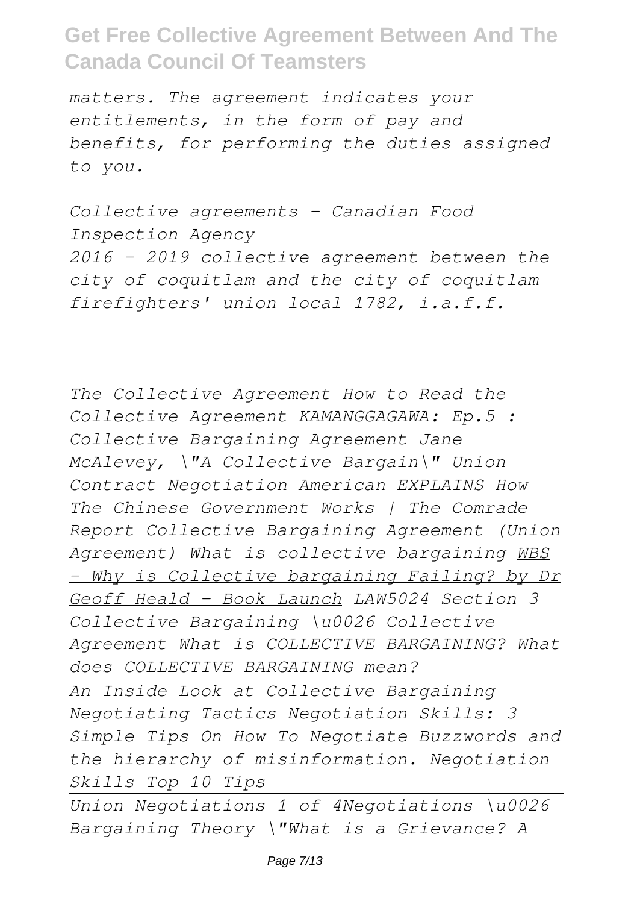*matters. The agreement indicates your entitlements, in the form of pay and benefits, for performing the duties assigned to you.*

*Collective agreements - Canadian Food Inspection Agency*
*2016 - 2019 collective agreement between the city of coquitlam and the city of coquitlam firefighters' union local 1782, i.a.f.f.*

*The Collective Agreement How to Read the Collective Agreement KAMANGGAGAWA: Ep.5 : Collective Bargaining Agreement Jane McAlevey, \"A Collective Bargain\" Union Contract Negotiation American EXPLAINS How The Chinese Government Works | The Comrade Report Collective Bargaining Agreement (Union Agreement) What is collective bargaining* *WBS - Why is Collective bargaining Failing? by Dr Geoff Heald - Book Launch* *LAW5024 Section 3 Collective Bargaining \u0026 Collective Agreement What is COLLECTIVE BARGAINING? What does COLLECTIVE BARGAINING mean?*

---

*An Inside Look at Collective Bargaining Negotiating Tactics Negotiation Skills: 3 Simple Tips On How To Negotiate Buzzwords and the hierarchy of misinformation. Negotiation Skills Top 10 Tips*

---

*Union Negotiations 1 of 4Negotiations \u0026 Bargaining Theory* ~~*\"What is a Grievance? A*~~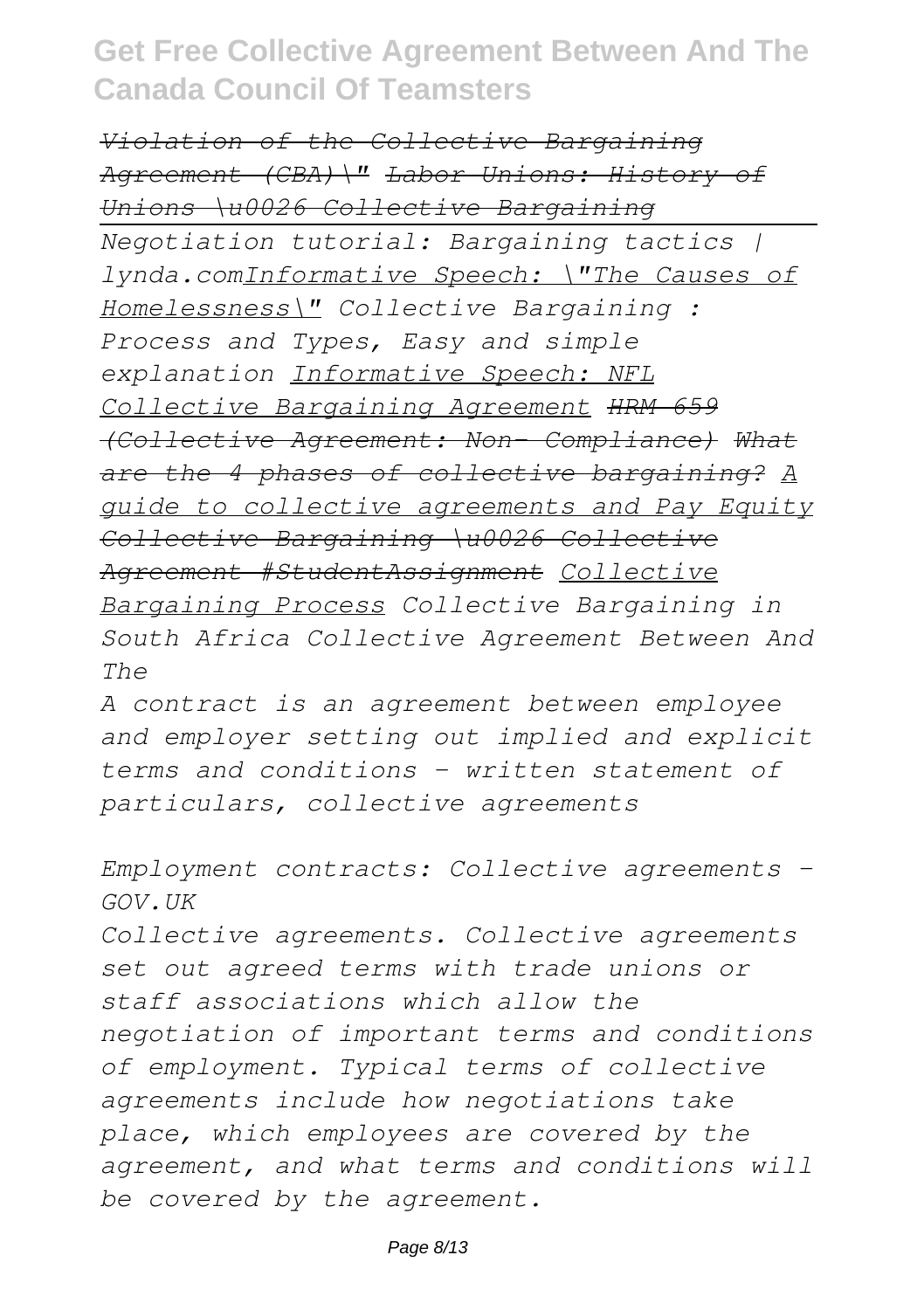*Violation of the Collective Bargaining Agreement (CBA)\"* *Labor Unions: History of Unions \u0026 Collective Bargaining*

*Negotiation tutorial: Bargaining tactics | lynda.com* *Informative Speech: \"The Causes of Homelessness\"* *Collective Bargaining : Process and Types, Easy and simple explanation* *Informative Speech: NFL Collective Bargaining Agreement* *HRM 659 (Collective Agreement: Non- Compliance)* *What are the 4 phases of collective bargaining?* *A guide to collective agreements and Pay Equity* *Collective Bargaining \u0026 Collective Agreement #StudentAssignment* *Collective Bargaining Process* *Collective Bargaining in South Africa* *Collective Agreement Between And The*

*A contract is an agreement between employee and employer setting out implied and explicit terms and conditions - written statement of particulars, collective agreements*

*Employment contracts: Collective agreements - GOV.UK*

*Collective agreements. Collective agreements set out agreed terms with trade unions or staff associations which allow the negotiation of important terms and conditions of employment. Typical terms of collective agreements include how negotiations take place, which employees are covered by the agreement, and what terms and conditions will be covered by the agreement.*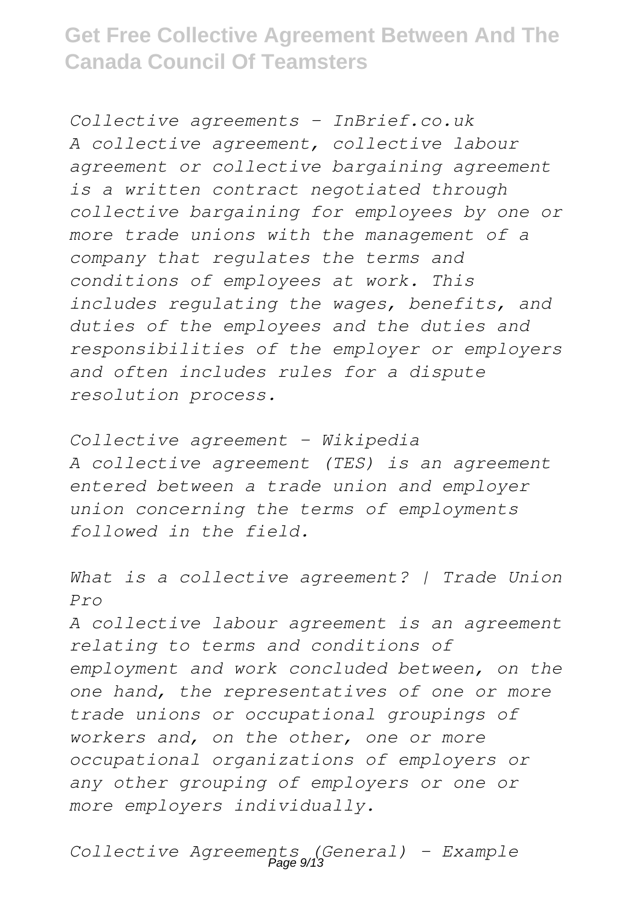*Collective agreements - InBrief.co.uk*
*A collective agreement, collective labour agreement or collective bargaining agreement is a written contract negotiated through collective bargaining for employees by one or more trade unions with the management of a company that regulates the terms and conditions of employees at work. This includes regulating the wages, benefits, and duties of the employees and the duties and responsibilities of the employer or employers and often includes rules for a dispute resolution process.*

*Collective agreement - Wikipedia*
*A collective agreement (TES) is an agreement entered between a trade union and employer union concerning the terms of employments followed in the field.*

*What is a collective agreement? | Trade Union Pro*
*A collective labour agreement is an agreement relating to terms and conditions of employment and work concluded between, on the one hand, the representatives of one or more trade unions or occupational groupings of workers and, on the other, one or more occupational organizations of employers or any other grouping of employers or one or more employers individually.*

*Collective Agreements (General) - Example*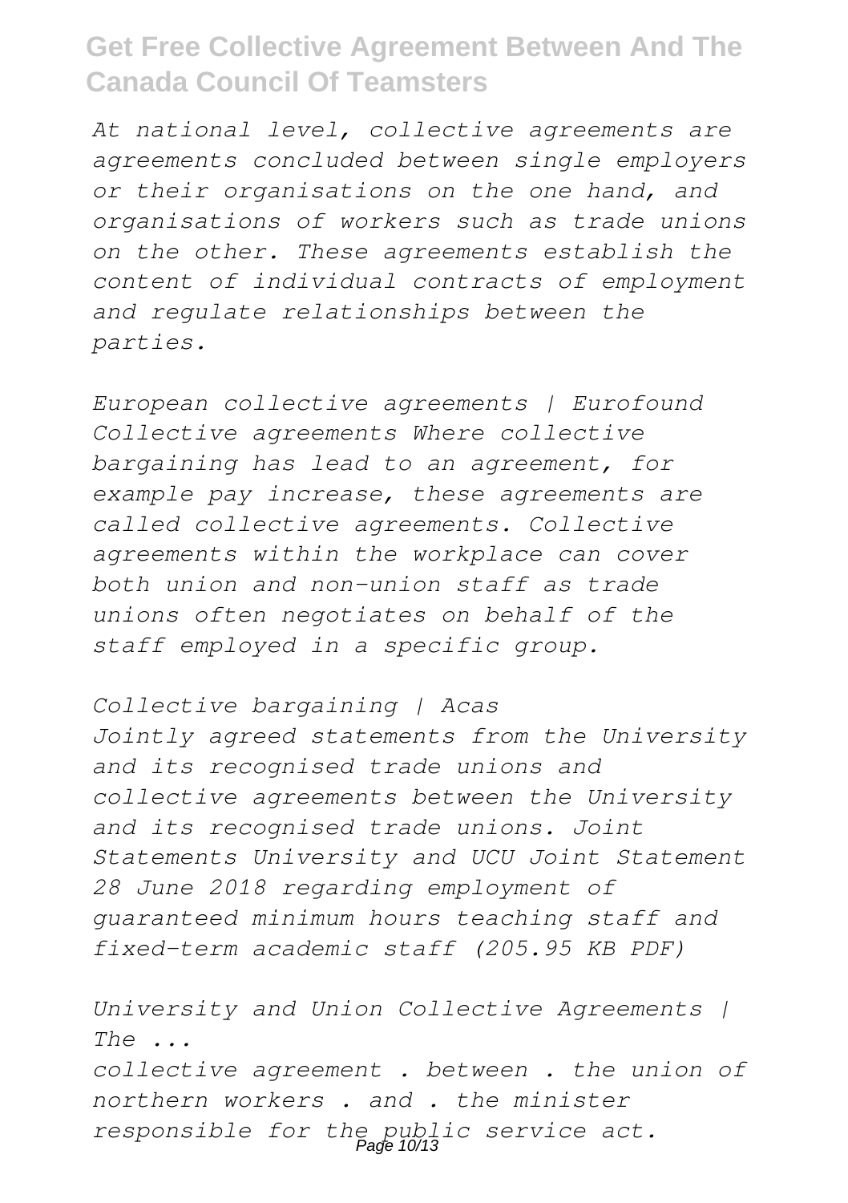*At national level, collective agreements are agreements concluded between single employers or their organisations on the one hand, and organisations of workers such as trade unions on the other. These agreements establish the content of individual contracts of employment and regulate relationships between the parties.*

*European collective agreements | Eurofound*
*Collective agreements Where collective bargaining has lead to an agreement, for example pay increase, these agreements are called collective agreements. Collective agreements within the workplace can cover both union and non-union staff as trade unions often negotiates on behalf of the staff employed in a specific group.*

*Collective bargaining | Acas*
*Jointly agreed statements from the University and its recognised trade unions and collective agreements between the University and its recognised trade unions. Joint Statements University and UCU Joint Statement 28 June 2018 regarding employment of guaranteed minimum hours teaching staff and fixed-term academic staff (205.95 KB PDF)*

*University and Union Collective Agreements | The ...*
*collective agreement . between . the union of northern workers . and . the minister responsible for the public service act.*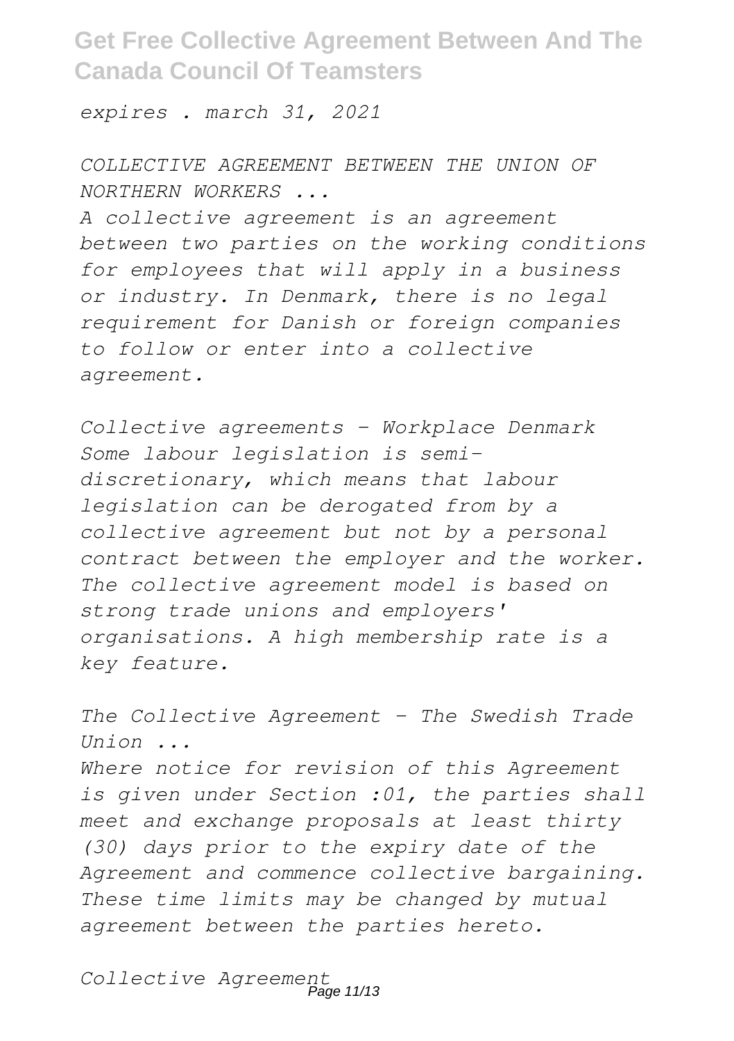*expires . march 31, 2021*

*COLLECTIVE AGREEMENT BETWEEN THE UNION OF NORTHERN WORKERS ...*

*A collective agreement is an agreement between two parties on the working conditions for employees that will apply in a business or industry. In Denmark, there is no legal requirement for Danish or foreign companies to follow or enter into a collective agreement.*

*Collective agreements - Workplace Denmark*

*Some labour legislation is semi-discretionary, which means that labour legislation can be derogated from by a collective agreement but not by a personal contract between the employer and the worker. The collective agreement model is based on strong trade unions and employers' organisations. A high membership rate is a key feature.*

*The Collective Agreement - The Swedish Trade Union ...*

*Where notice for revision of this Agreement is given under Section :01, the parties shall meet and exchange proposals at least thirty (30) days prior to the expiry date of the Agreement and commence collective bargaining. These time limits may be changed by mutual agreement between the parties hereto.*

*Collective Agreement*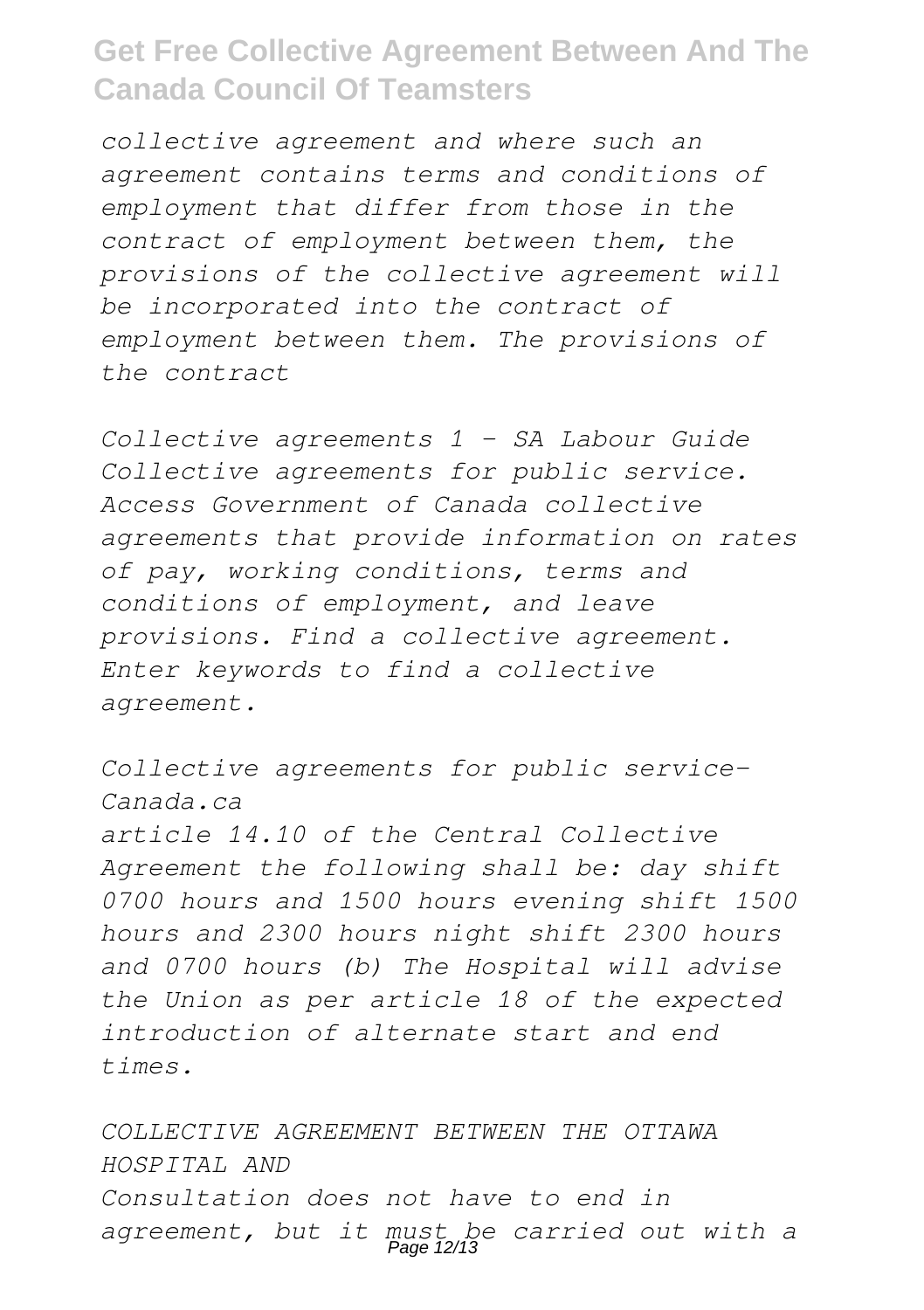*collective agreement and where such an agreement contains terms and conditions of employment that differ from those in the contract of employment between them, the provisions of the collective agreement will be incorporated into the contract of employment between them. The provisions of the contract*

*Collective agreements 1 - SA Labour Guide*
*Collective agreements for public service. Access Government of Canada collective agreements that provide information on rates of pay, working conditions, terms and conditions of employment, and leave provisions. Find a collective agreement. Enter keywords to find a collective agreement.*

*Collective agreements for public service- Canada.ca*
*article 14.10 of the Central Collective Agreement the following shall be: day shift 0700 hours and 1500 hours evening shift 1500 hours and 2300 hours night shift 2300 hours and 0700 hours (b) The Hospital will advise the Union as per article 18 of the expected introduction of alternate start and end times.*

*COLLECTIVE AGREEMENT BETWEEN THE OTTAWA HOSPITAL AND*
*Consultation does not have to end in agreement, but it must be carried out with a*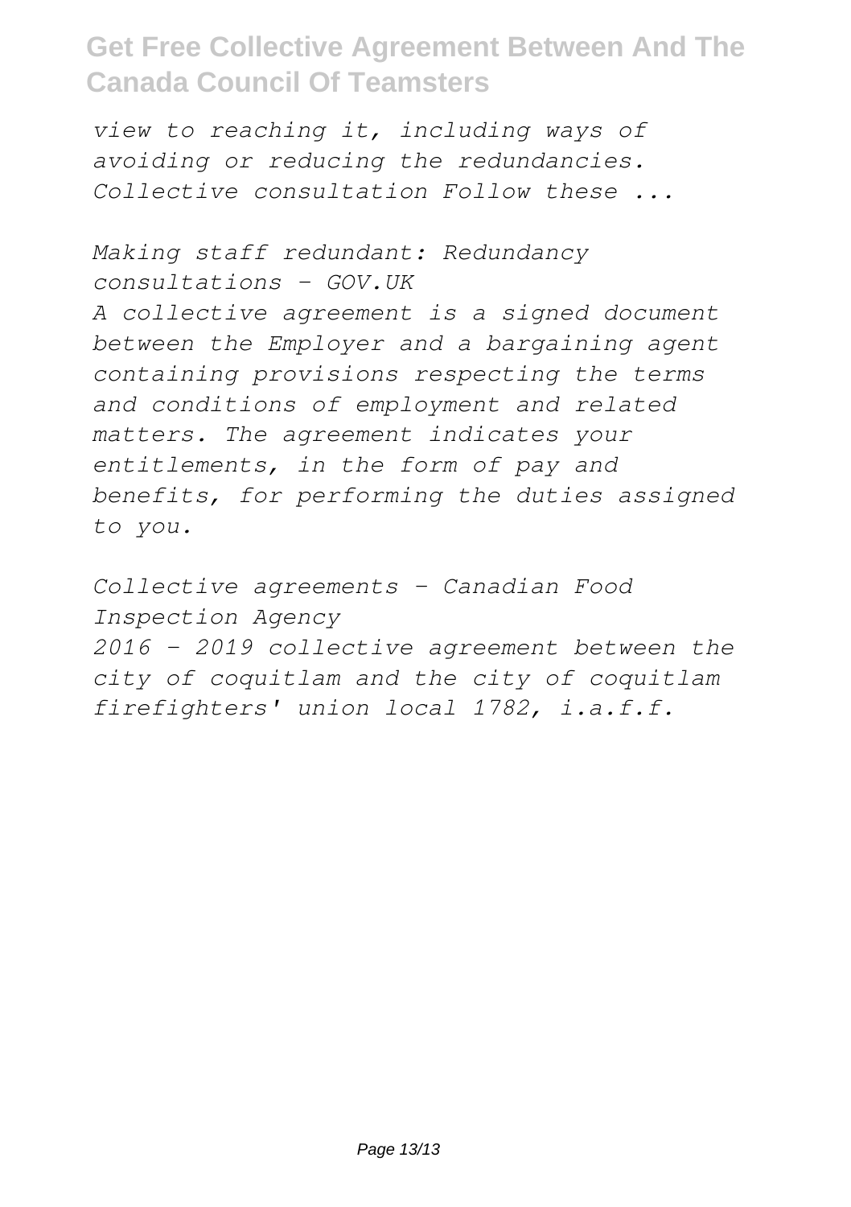*view to reaching it, including ways of avoiding or reducing the redundancies. Collective consultation Follow these ...*

*Making staff redundant: Redundancy consultations - GOV.UK*

*A collective agreement is a signed document between the Employer and a bargaining agent containing provisions respecting the terms and conditions of employment and related matters. The agreement indicates your entitlements, in the form of pay and benefits, for performing the duties assigned to you.*

*Collective agreements - Canadian Food Inspection Agency*

*2016 - 2019 collective agreement between the city of coquitlam and the city of coquitlam firefighters' union local 1782, i.a.f.f.*